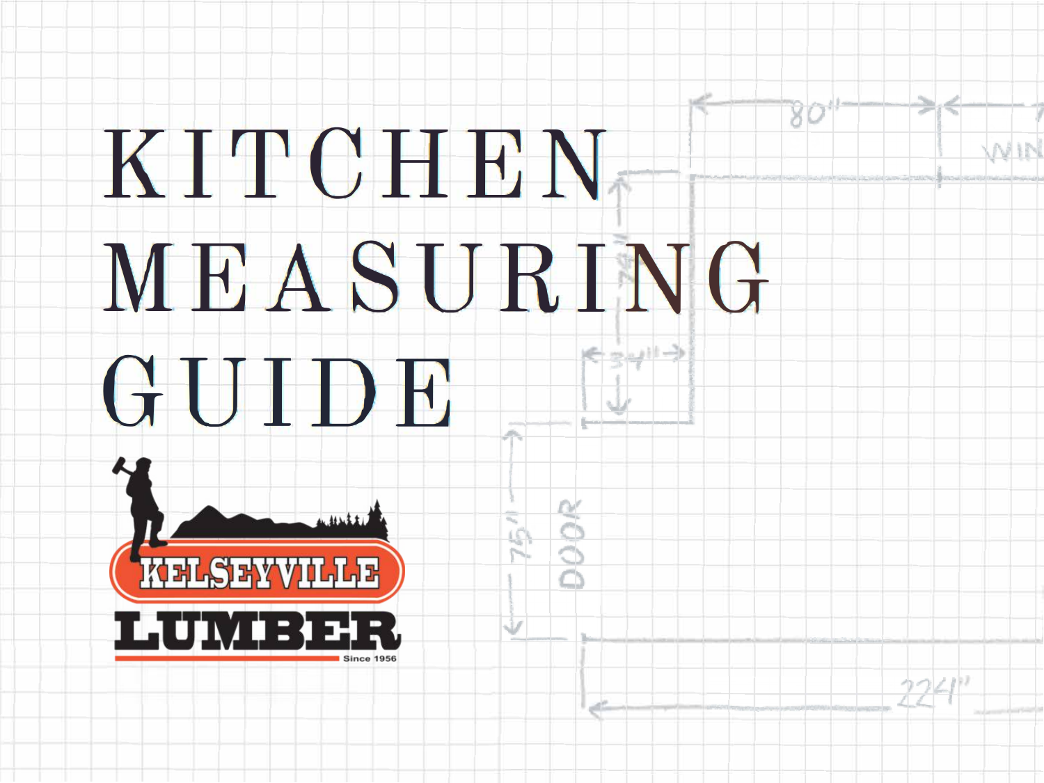# KITCHEN MEASURING GUIDE

KELSEYVILLE LUMBER

Since 1956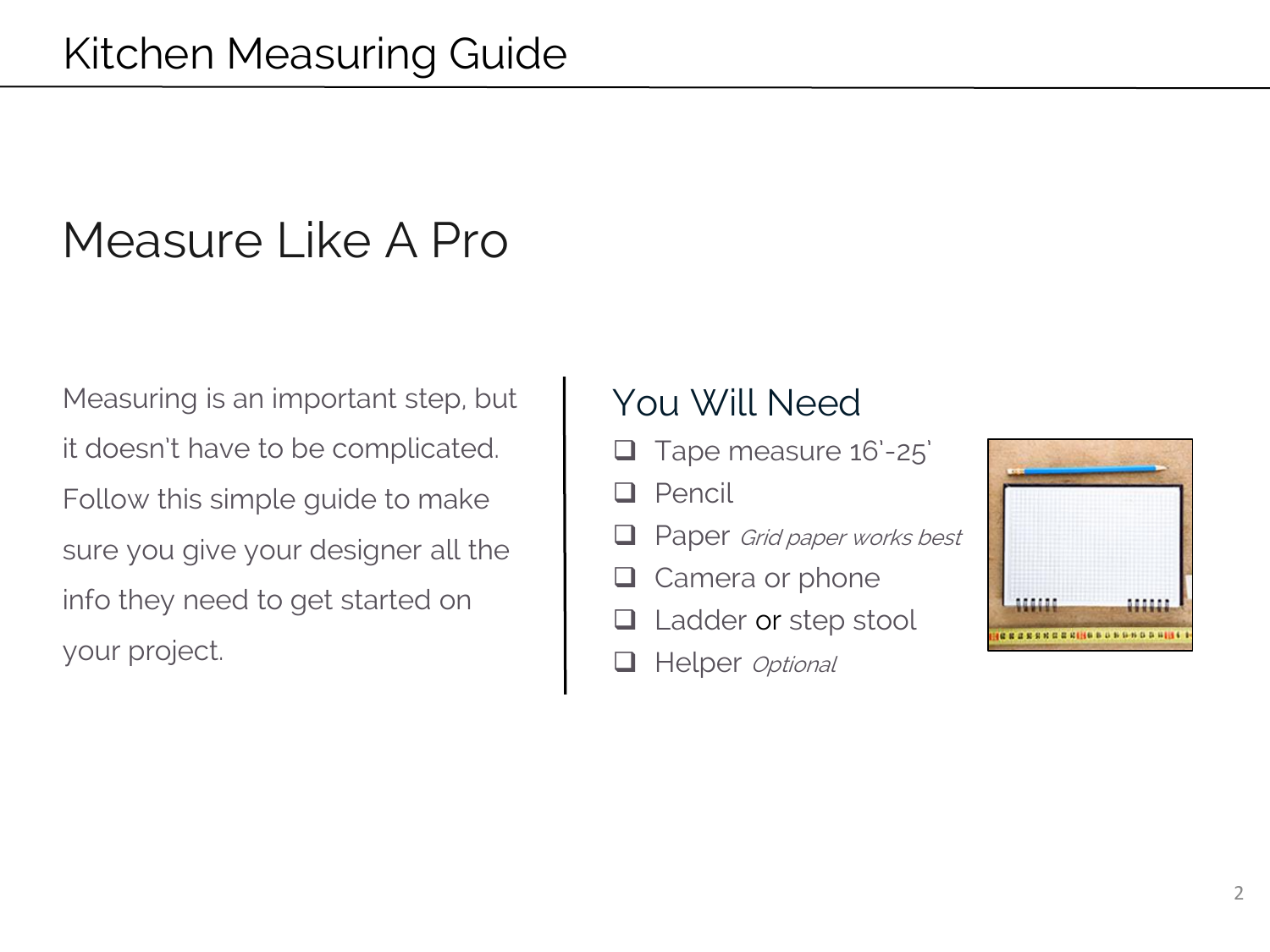# Measure Like A Pro

Measuring is an important step, but it doesn't have to be complicated. Follow this simple guide to make sure you give your designer all the info they need to get started on your project.

## You Will Need

- [ ] Tape measure 16'-25'
- [ ] Pencil
- [ ] Paper *Grid paper works best*
- [ ] Camera or phone
- [ ] Ladder or step stool
- [ ] Helper *Optional*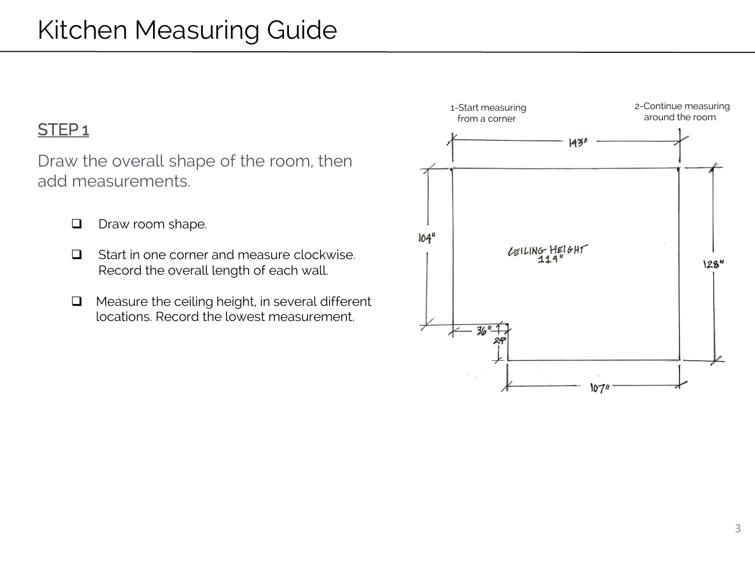# Kitchen Measuring Guide

## STEP 1

Draw the overall shape of the room, then add measurements.

- ❑ Draw room shape.
- ❑ Start in one corner and measure clockwise. Record the overall length of each wall.
- ❑ Measure the ceiling height, in several different locations. Record the lowest measurement.

1-Start measuring from a corner

2-Continue measuring around the room

143"

104"

CEILING HEIGHT 119"

128"

36"

24"

107"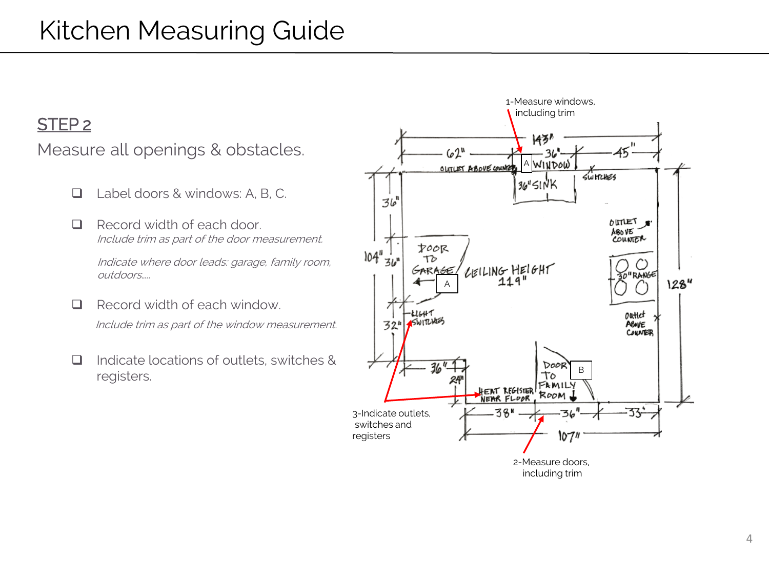# Kitchen Measuring Guide

## STEP 2

Measure all openings & obstacles.

- ❑ Label doors & windows: A, B, C.
- ❑ Record width of each door.
  *Include trim as part of the door measurement.*

  *Indicate where door leads: garage, family room, outdoors….*
- ❑ Record width of each window.
  *Include trim as part of the window measurement.*
- ❑ Indicate locations of outlets, switches & registers.

1-Measure windows, including trim

2-Measure doors, including trim

3-Indicate outlets, switches and registers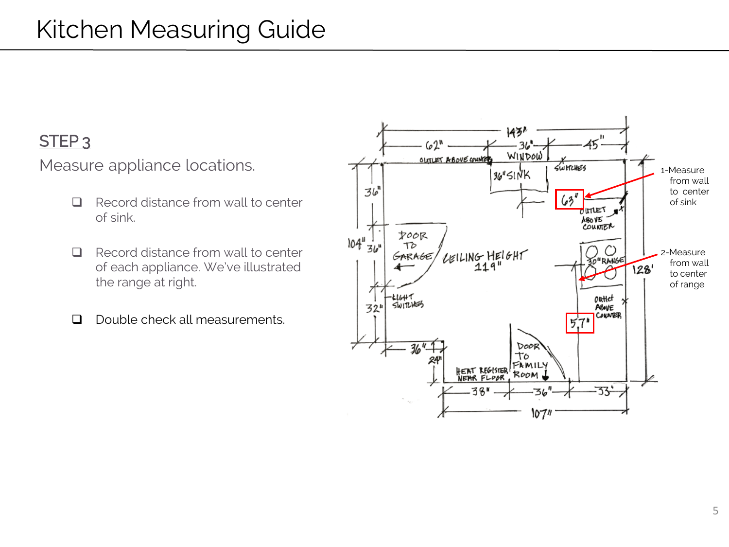# Kitchen Measuring Guide

## STEP 3

Measure appliance locations.

- ❑ Record distance from wall to center of sink.
- ❑ Record distance from wall to center of each appliance. We've illustrated the range at right.
- ❑ Double check all measurements.

1-Measure from wall to center of sink

2-Measure from wall to center of range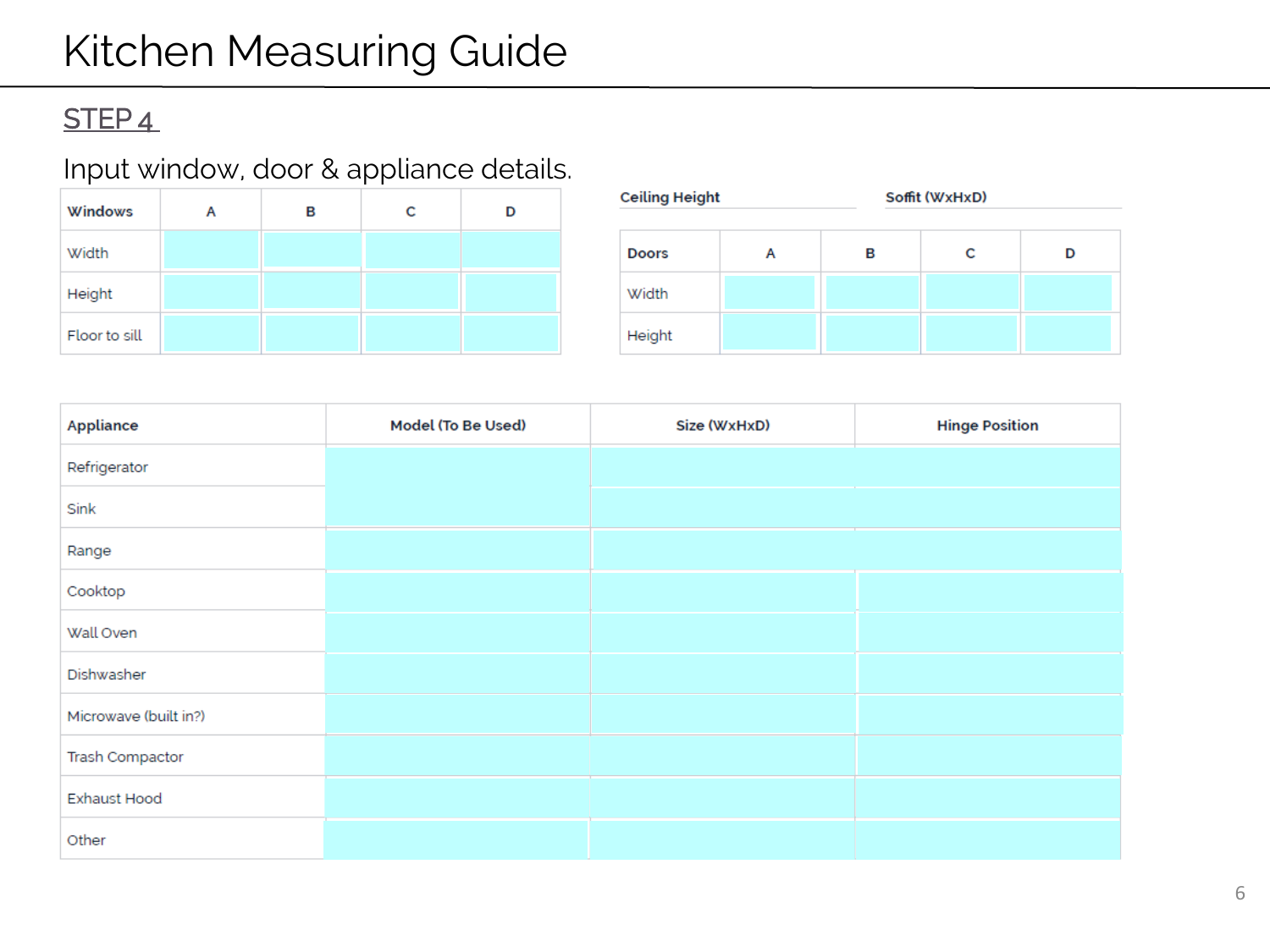# Kitchen Measuring Guide

## STEP 4

Input window, door & appliance details.

| Windows | A | B | C | D |
|---|---|---|---|---|
| Width | | | | |
| Height | | | | |
| Floor to sill | | | | |

**Ceiling Height** | **Soffit (WxHxD)**

| Doors | A | B | C | D |
|---|---|---|---|---|
| Width | | | | |
| Height | | | | |

| Appliance | Model (To Be Used) | Size (WxHxD) | Hinge Position |
|---|---|---|---|
| Refrigerator | | | |
| Sink | | | |
| Range | | | |
| Cooktop | | | |
| Wall Oven | | | |
| Dishwasher | | | |
| Microwave (built in?) | | | |
| Trash Compactor | | | |
| Exhaust Hood | | | |
| Other | | | |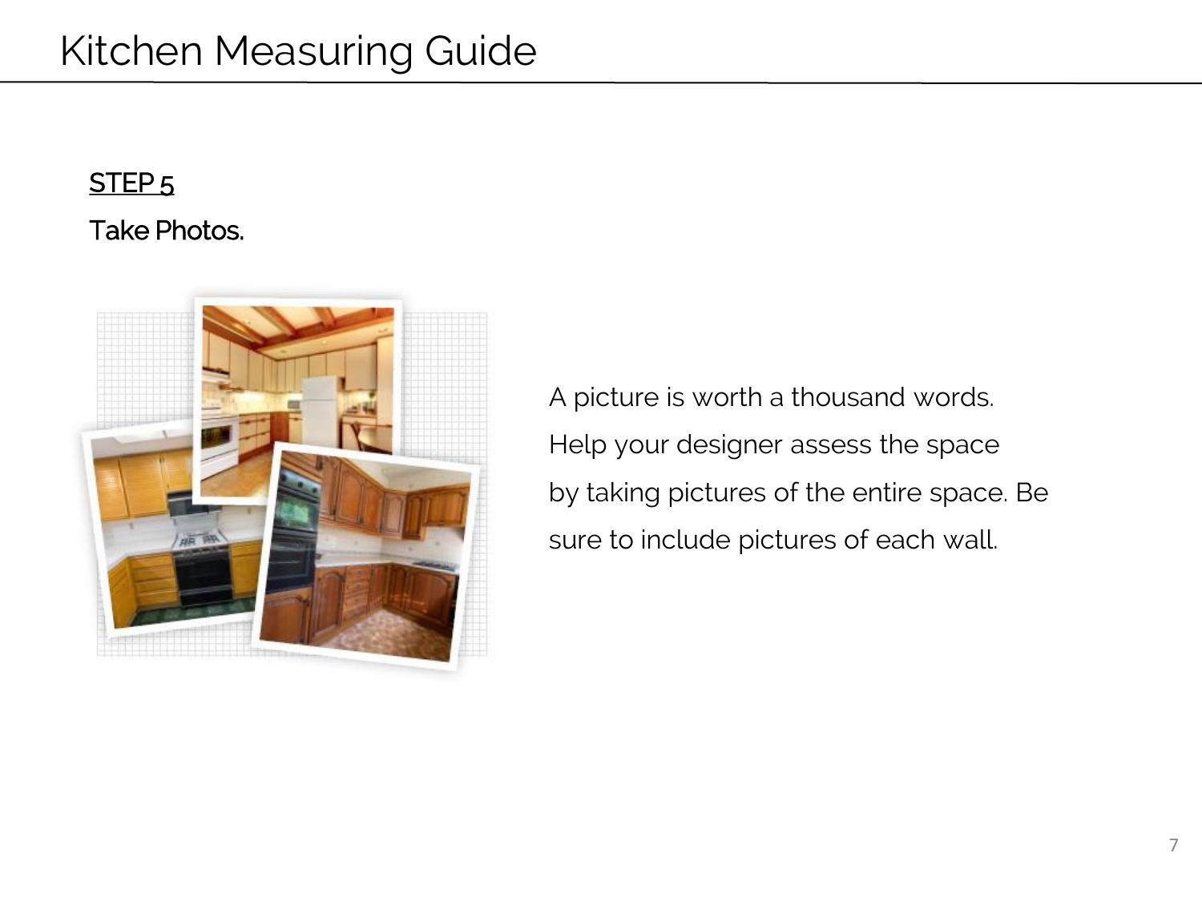# Kitchen Measuring Guide

<u>STEP 5</u>

**Take Photos.**

A picture is worth a thousand words. Help your designer assess the space by taking pictures of the entire space. Be sure to include pictures of each wall.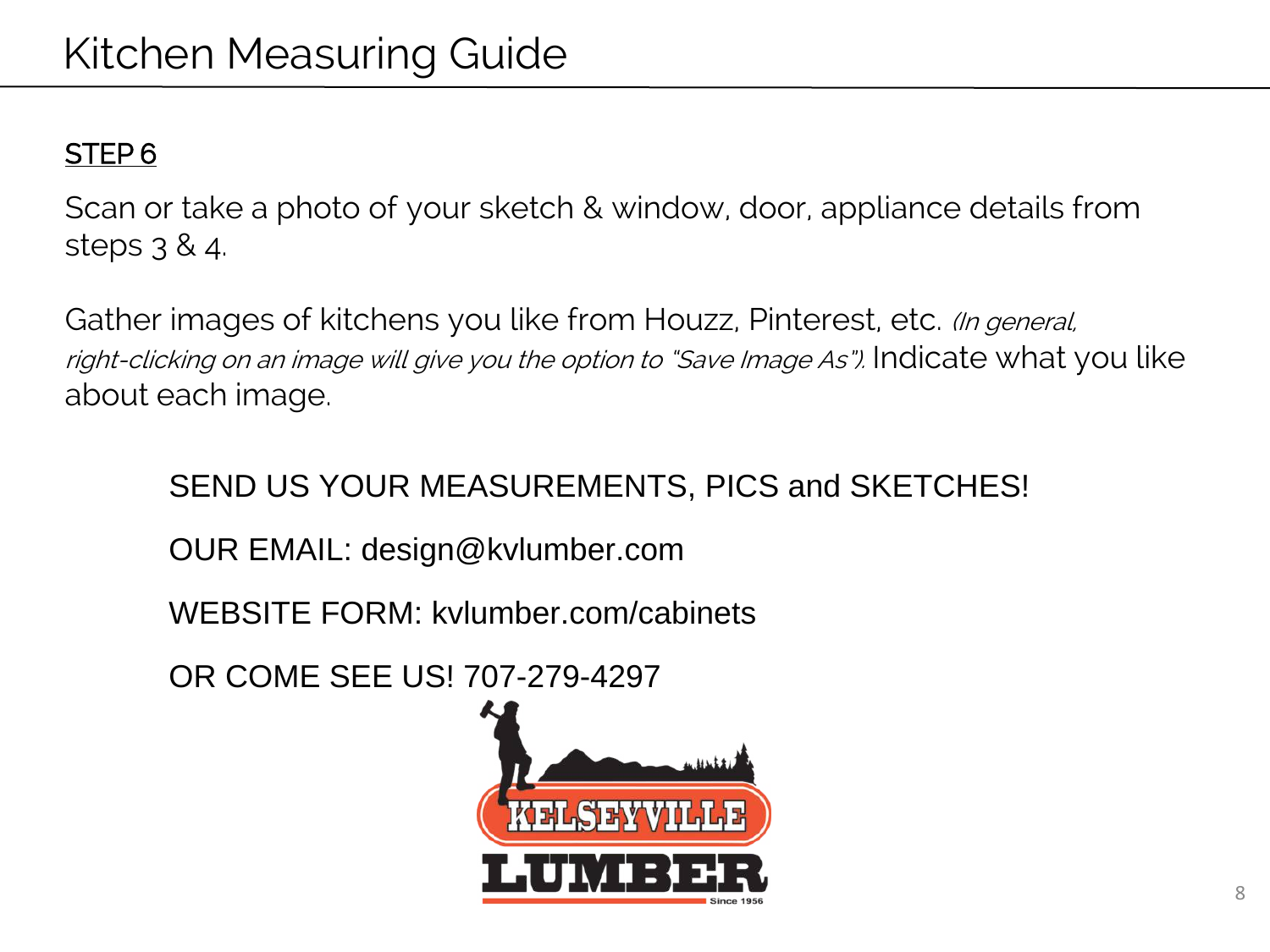# Kitchen Measuring Guide

## STEP 6

Scan or take a photo of your sketch & window, door, appliance details from steps 3 & 4.

Gather images of kitchens you like from Houzz, Pinterest, etc. *(In general, right-clicking on an image will give you the option to "Save Image As").* Indicate what you like about each image.

SEND US YOUR MEASUREMENTS, PICS and SKETCHES!

OUR EMAIL: design@kvlumber.com

WEBSITE FORM: kvlumber.com/cabinets

OR COME SEE US! 707-279-4297

KELSEYVILLE LUMBER

Since 1956